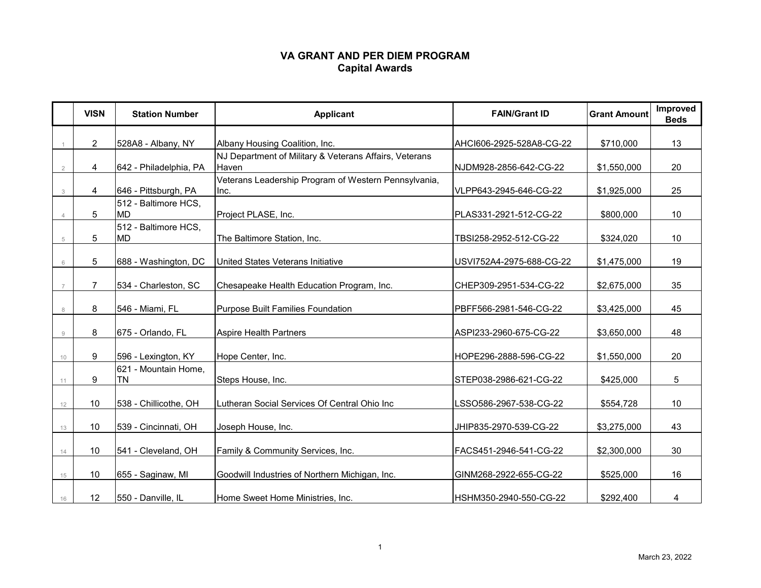# VA GRANT AND PER DIEM PROGRAM
## Capital Awards

| | VISN | Station Number | Applicant | FAIN/Grant ID | Grant Amount | Improved Beds |
|---|---|---|---|---|---|---|
| 1 | 2 | 528A8 - Albany, NY | Albany Housing Coalition, Inc. | AHCI606-2925-528A8-CG-22 | $710,000 | 13 |
| 2 | 4 | 642 - Philadelphia, PA | NJ Department of Military & Veterans Affairs, Veterans Haven | NJDM928-2856-642-CG-22 | $1,550,000 | 20 |
| 3 | 4 | 646 - Pittsburgh, PA | Veterans Leadership Program of Western Pennsylvania, Inc. | VLPP643-2945-646-CG-22 | $1,925,000 | 25 |
| 4 | 5 | 512 - Baltimore HCS, MD | Project PLASE, Inc. | PLAS331-2921-512-CG-22 | $800,000 | 10 |
| 5 | 5 | 512 - Baltimore HCS, MD | The Baltimore Station, Inc. | TBSI258-2952-512-CG-22 | $324,020 | 10 |
| 6 | 5 | 688 - Washington, DC | United States Veterans Initiative | USVI752A4-2975-688-CG-22 | $1,475,000 | 19 |
| 7 | 7 | 534 - Charleston, SC | Chesapeake Health Education Program, Inc. | CHEP309-2951-534-CG-22 | $2,675,000 | 35 |
| 8 | 8 | 546 - Miami, FL | Purpose Built Families Foundation | PBFF566-2981-546-CG-22 | $3,425,000 | 45 |
| 9 | 8 | 675 - Orlando, FL | Aspire Health Partners | ASPI233-2960-675-CG-22 | $3,650,000 | 48 |
| 10 | 9 | 596 - Lexington, KY | Hope Center, Inc. | HOPE296-2888-596-CG-22 | $1,550,000 | 20 |
| 11 | 9 | 621 - Mountain Home, TN | Steps House, Inc. | STEP038-2986-621-CG-22 | $425,000 | 5 |
| 12 | 10 | 538 - Chillicothe, OH | Lutheran Social Services Of Central Ohio Inc | LSSO586-2967-538-CG-22 | $554,728 | 10 |
| 13 | 10 | 539 - Cincinnati, OH | Joseph House, Inc. | JHIP835-2970-539-CG-22 | $3,275,000 | 43 |
| 14 | 10 | 541 - Cleveland, OH | Family & Community Services, Inc. | FACS451-2946-541-CG-22 | $2,300,000 | 30 |
| 15 | 10 | 655 - Saginaw, MI | Goodwill Industries of Northern Michigan, Inc. | GINM268-2922-655-CG-22 | $525,000 | 16 |
| 16 | 12 | 550 - Danville, IL | Home Sweet Home Ministries, Inc. | HSHM350-2940-550-CG-22 | $292,400 | 4 |

March 23, 2022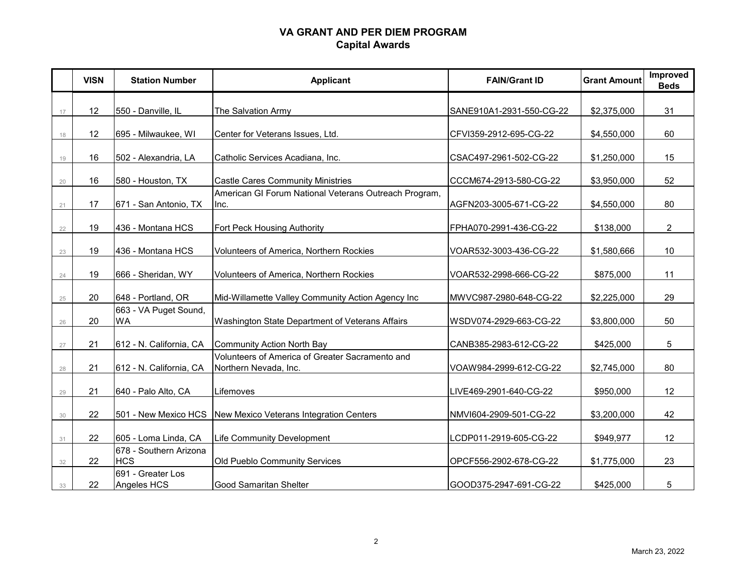# VA GRANT AND PER DIEM PROGRAM
## Capital Awards

| | VISN | Station Number | Applicant | FAIN/Grant ID | Grant Amount | Improved Beds |
|---|---|---|---|---|---|---|
| 17 | 12 | 550 - Danville, IL | The Salvation Army | SANE910A1-2931-550-CG-22 | $2,375,000 | 31 |
| 18 | 12 | 695 - Milwaukee, WI | Center for Veterans Issues, Ltd. | CFVI359-2912-695-CG-22 | $4,550,000 | 60 |
| 19 | 16 | 502 - Alexandria, LA | Catholic Services Acadiana, Inc. | CSAC497-2961-502-CG-22 | $1,250,000 | 15 |
| 20 | 16 | 580 - Houston, TX | Castle Cares Community Ministries | CCCM674-2913-580-CG-22 | $3,950,000 | 52 |
| 21 | 17 | 671 - San Antonio, TX | American GI Forum National Veterans Outreach Program, Inc. | AGFN203-3005-671-CG-22 | $4,550,000 | 80 |
| 22 | 19 | 436 - Montana HCS | Fort Peck Housing Authority | FPHA070-2991-436-CG-22 | $138,000 | 2 |
| 23 | 19 | 436 - Montana HCS | Volunteers of America, Northern Rockies | VOAR532-3003-436-CG-22 | $1,580,666 | 10 |
| 24 | 19 | 666 - Sheridan, WY | Volunteers of America, Northern Rockies | VOAR532-2998-666-CG-22 | $875,000 | 11 |
| 25 | 20 | 648 - Portland, OR | Mid-Willamette Valley Community Action Agency Inc | MWVC987-2980-648-CG-22 | $2,225,000 | 29 |
| 26 | 20 | 663 - VA Puget Sound, WA | Washington State Department of Veterans Affairs | WSDV074-2929-663-CG-22 | $3,800,000 | 50 |
| 27 | 21 | 612 - N. California, CA | Community Action North Bay | CANB385-2983-612-CG-22 | $425,000 | 5 |
| 28 | 21 | 612 - N. California, CA | Volunteers of America of Greater Sacramento and Northern Nevada, Inc. | VOAW984-2999-612-CG-22 | $2,745,000 | 80 |
| 29 | 21 | 640 - Palo Alto, CA | Lifemoves | LIVE469-2901-640-CG-22 | $950,000 | 12 |
| 30 | 22 | 501 - New Mexico HCS | New Mexico Veterans Integration Centers | NMVI604-2909-501-CG-22 | $3,200,000 | 42 |
| 31 | 22 | 605 - Loma Linda, CA | Life Community Development | LCDP011-2919-605-CG-22 | $949,977 | 12 |
| 32 | 22 | 678 - Southern Arizona HCS | Old Pueblo Community Services | OPCF556-2902-678-CG-22 | $1,775,000 | 23 |
| 33 | 22 | 691 - Greater Los Angeles HCS | Good Samaritan Shelter | GOOD375-2947-691-CG-22 | $425,000 | 5 |

March 23, 2022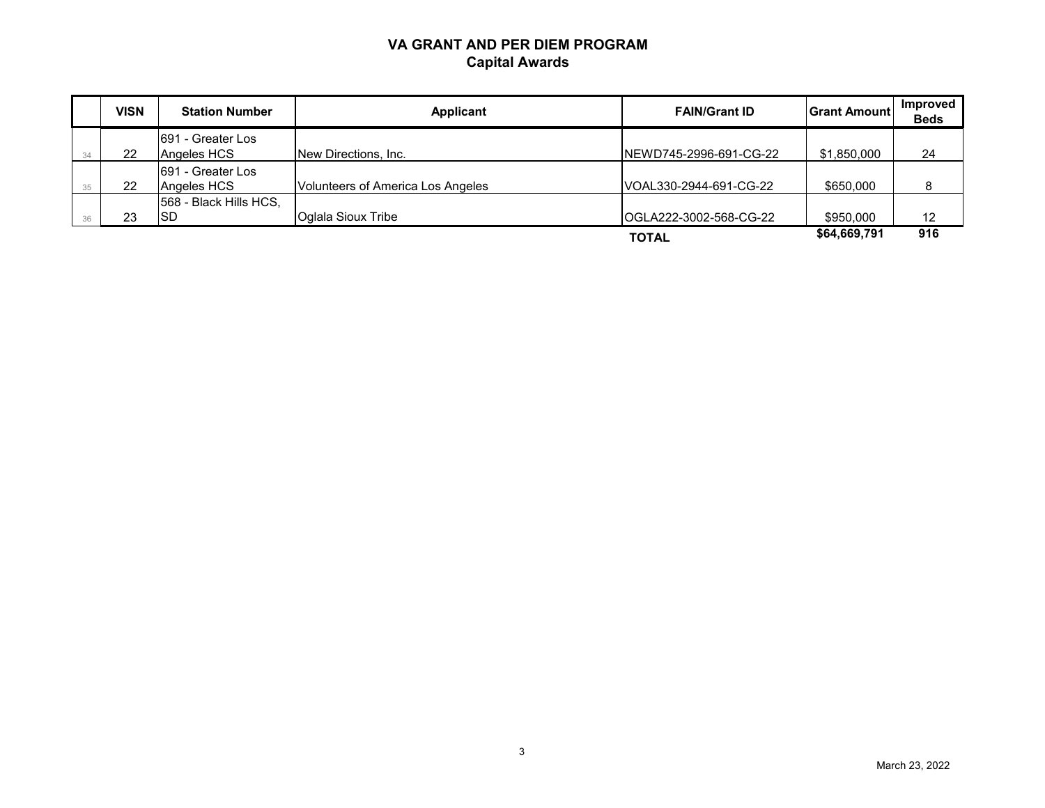## VA GRANT AND PER DIEM PROGRAM
### Capital Awards

| | VISN | Station Number | Applicant | FAIN/Grant ID | Grant Amount | Improved Beds |
|---|---|---|---|---|---|---|
| 34 | 22 | 691 - Greater Los Angeles HCS | New Directions, Inc. | NEWD745-2996-691-CG-22 | $1,850,000 | 24 |
| 35 | 22 | 691 - Greater Los Angeles HCS | Volunteers of America Los Angeles | VOAL330-2944-691-CG-22 | $650,000 | 8 |
| 36 | 23 | 568 - Black Hills HCS, SD | Oglala Sioux Tribe | OGLA222-3002-568-CG-22 | $950,000 | 12 |
| | | | | **TOTAL** | **$64,669,791** | **916** |

March 23, 2022